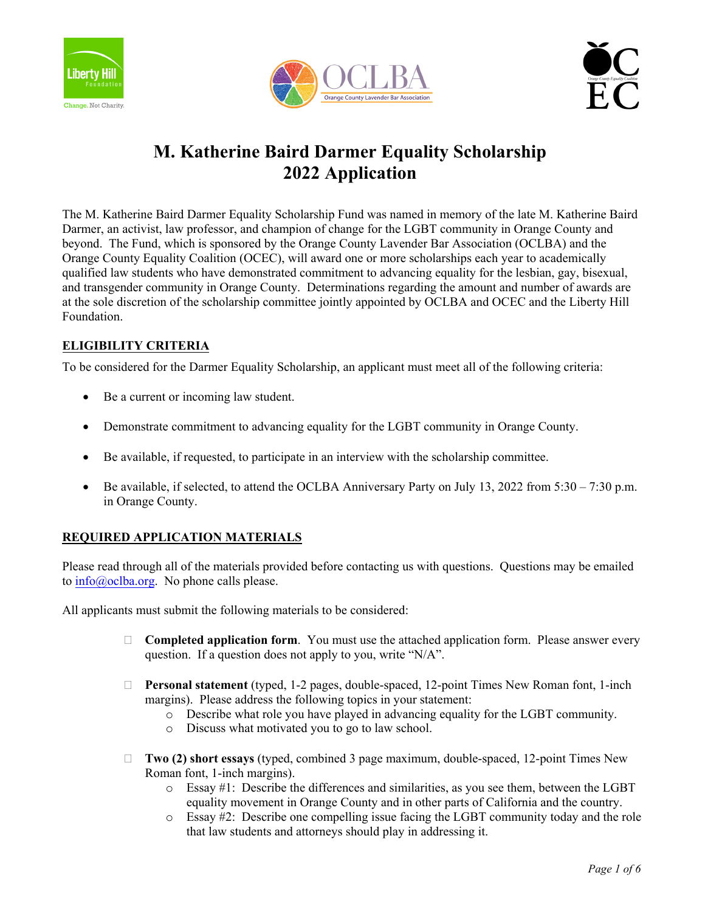# M. Katherine Baird Darmer Equality Scholarship
# 2022 Application

The M. Katherine Baird Darmer Equality Scholarship Fund was named in memory of the late M. Katherine Baird Darmer, an activist, law professor, and champion of change for the LGBT community in Orange County and beyond. The Fund, which is sponsored by the Orange County Lavender Bar Association (OCLBA) and the Orange County Equality Coalition (OCEC), will award one or more scholarships each year to academically qualified law students who have demonstrated commitment to advancing equality for the lesbian, gay, bisexual, and transgender community in Orange County. Determinations regarding the amount and number of awards are at the sole discretion of the scholarship committee jointly appointed by OCLBA and OCEC and the Liberty Hill Foundation.

## ELIGIBILITY CRITERIA

To be considered for the Darmer Equality Scholarship, an applicant must meet all of the following criteria:

- Be a current or incoming law student.
- Demonstrate commitment to advancing equality for the LGBT community in Orange County.
- Be available, if requested, to participate in an interview with the scholarship committee.
- Be available, if selected, to attend the OCLBA Anniversary Party on July 13, 2022 from 5:30 – 7:30 p.m. in Orange County.

## REQUIRED APPLICATION MATERIALS

Please read through all of the materials provided before contacting us with questions. Questions may be emailed to info@oclba.org. No phone calls please.

All applicants must submit the following materials to be considered:

- ☐ **Completed application form**. You must use the attached application form. Please answer every question. If a question does not apply to you, write "N/A".
- ☐ **Personal statement** (typed, 1-2 pages, double-spaced, 12-point Times New Roman font, 1-inch margins). Please address the following topics in your statement:
  - Describe what role you have played in advancing equality for the LGBT community.
  - Discuss what motivated you to go to law school.
- ☐ **Two (2) short essays** (typed, combined 3 page maximum, double-spaced, 12-point Times New Roman font, 1-inch margins).
  - Essay #1: Describe the differences and similarities, as you see them, between the LGBT equality movement in Orange County and in other parts of California and the country.
  - Essay #2: Describe one compelling issue facing the LGBT community today and the role that law students and attorneys should play in addressing it.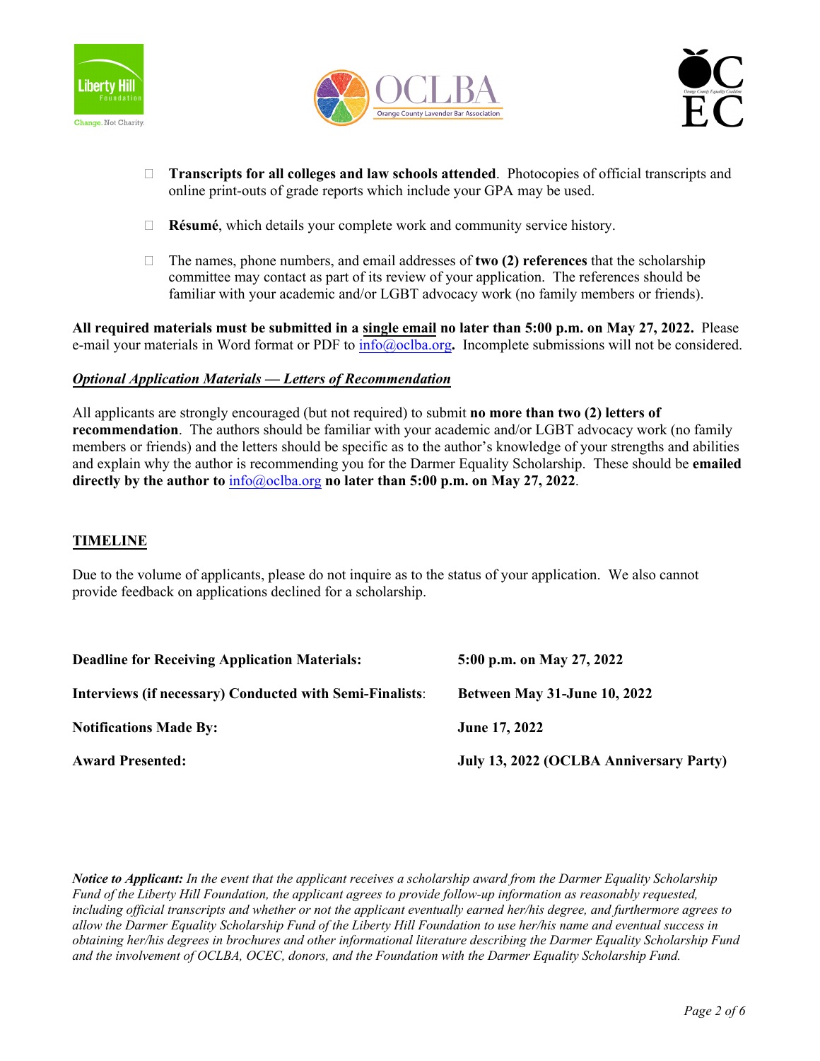- **Transcripts for all colleges and law schools attended**. Photocopies of official transcripts and online print-outs of grade reports which include your GPA may be used.
- **Résumé**, which details your complete work and community service history.
- The names, phone numbers, and email addresses of **two (2) references** that the scholarship committee may contact as part of its review of your application. The references should be familiar with your academic and/or LGBT advocacy work (no family members or friends).

**All required materials must be submitted in a single email no later than 5:00 p.m. on May 27, 2022.** Please e-mail your materials in Word format or PDF to info@oclba.org**.** Incomplete submissions will not be considered.

***Optional Application Materials — Letters of Recommendation***

All applicants are strongly encouraged (but not required) to submit **no more than two (2) letters of recommendation**. The authors should be familiar with your academic and/or LGBT advocacy work (no family members or friends) and the letters should be specific as to the author's knowledge of your strengths and abilities and explain why the author is recommending you for the Darmer Equality Scholarship. These should be **emailed directly by the author to** info@oclba.org **no later than 5:00 p.m. on May 27, 2022**.

## TIMELINE

Due to the volume of applicants, please do not inquire as to the status of your application. We also cannot provide feedback on applications declined for a scholarship.

| | |
|---|---|
| **Deadline for Receiving Application Materials:** | **5:00 p.m. on May 27, 2022** |
| **Interviews (if necessary) Conducted with Semi-Finalists**: | **Between May 31-June 10, 2022** |
| **Notifications Made By:** | **June 17, 2022** |
| **Award Presented:** | **July 13, 2022 (OCLBA Anniversary Party)** |

***Notice to Applicant:*** *In the event that the applicant receives a scholarship award from the Darmer Equality Scholarship Fund of the Liberty Hill Foundation, the applicant agrees to provide follow-up information as reasonably requested, including official transcripts and whether or not the applicant eventually earned her/his degree, and furthermore agrees to allow the Darmer Equality Scholarship Fund of the Liberty Hill Foundation to use her/his name and eventual success in obtaining her/his degrees in brochures and other informational literature describing the Darmer Equality Scholarship Fund and the involvement of OCLBA, OCEC, donors, and the Foundation with the Darmer Equality Scholarship Fund.*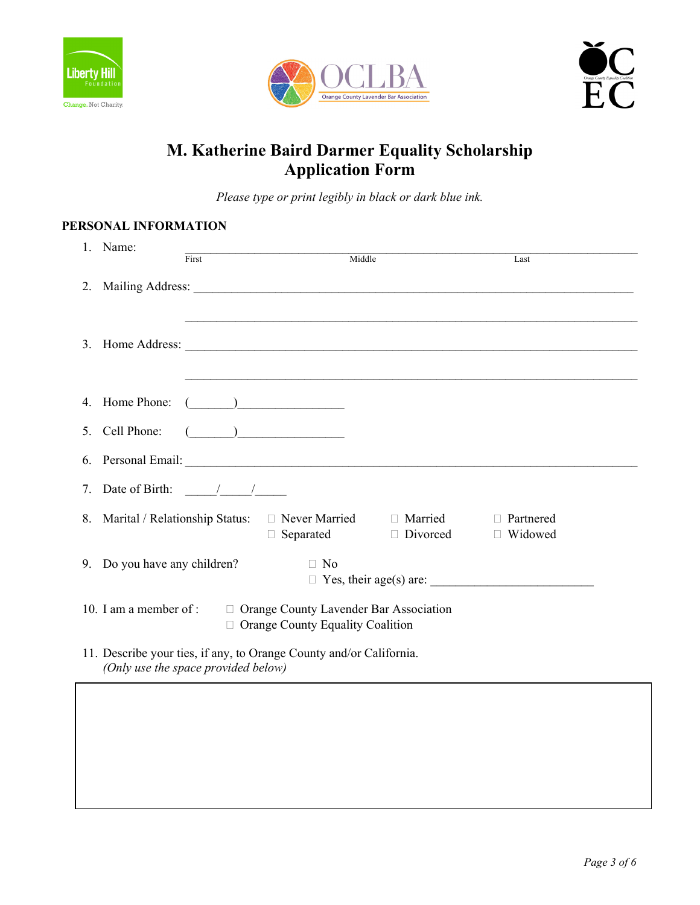# M. Katherine Baird Darmer Equality Scholarship
# Application Form

*Please type or print legibly in black or dark blue ink.*

## PERSONAL INFORMATION

1. Name: ______________________________________________________________
   First    Middle    Last

2. Mailing Address: ______________________________________________________

   ______________________________________________________________

3. Home Address: ______________________________________________________

   ______________________________________________________________

4. Home Phone: (_______)________________

5. Cell Phone: (_______)________________

6. Personal Email: ______________________________________________________

7. Date of Birth: _____/_____/_____

8. Marital / Relationship Status: ☐ Never Married ☐ Married ☐ Partnered ☐ Separated ☐ Divorced ☐ Widowed

9. Do you have any children? ☐ No ☐ Yes, their age(s) are: _________________________

10. I am a member of : ☐ Orange County Lavender Bar Association ☐ Orange County Equality Coalition

11. Describe your ties, if any, to Orange County and/or California.
   *(Only use the space provided below)*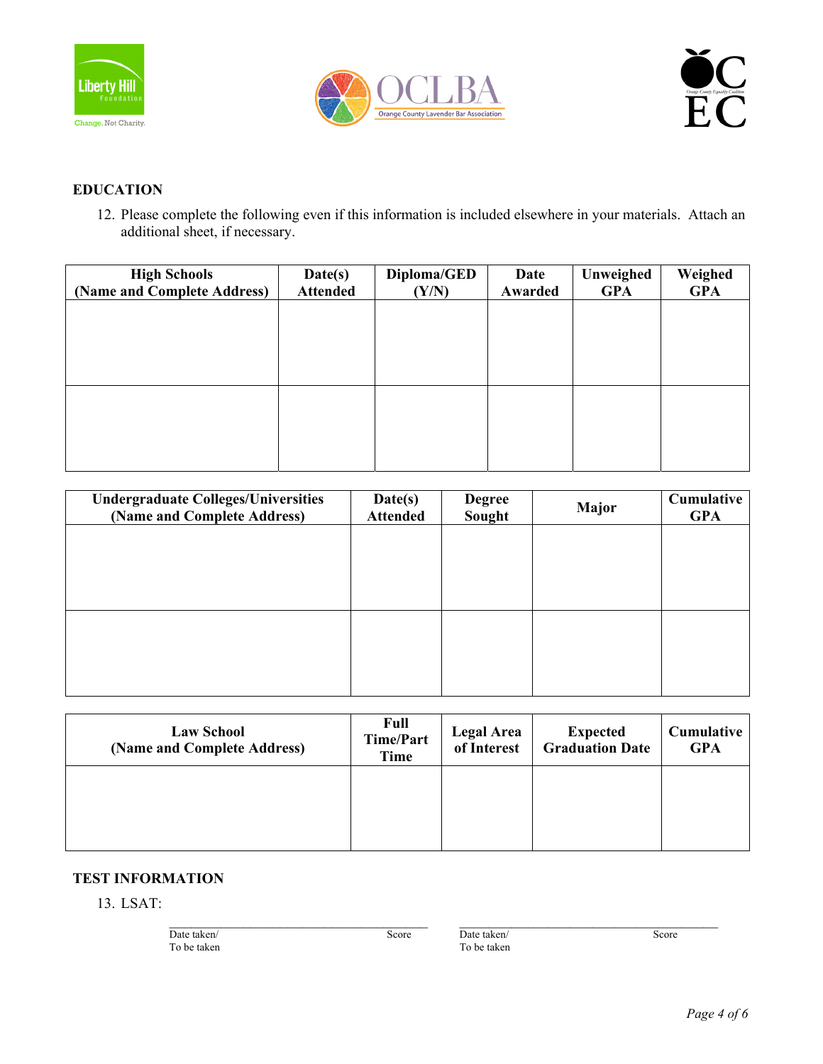**EDUCATION**

12. Please complete the following even if this information is included elsewhere in your materials. Attach an additional sheet, if necessary.

| High Schools (Name and Complete Address) | Date(s) Attended | Diploma/GED (Y/N) | Date Awarded | Unweighed GPA | Weighed GPA |
|---|---|---|---|---|---|
| | | | | | |
| | | | | | |

| Undergraduate Colleges/Universities (Name and Complete Address) | Date(s) Attended | Degree Sought | Major | Cumulative GPA |
|---|---|---|---|---|
| | | | | |
| | | | | |

| Law School (Name and Complete Address) | Full Time/Part Time | Legal Area of Interest | Expected Graduation Date | Cumulative GPA |
|---|---|---|---|---|
| | | | | |

**TEST INFORMATION**

13. LSAT:

\_\_\_\_\_\_\_\_\_\_\_\_\_\_\_\_\_\_\_\_\_\_\_\_\_\_\_\_\_\_\_\_\_\_\_\_\_\_\_\_ \_\_\_\_\_\_\_\_\_\_\_\_\_\_\_\_\_\_\_\_\_\_\_\_\_\_\_\_\_\_\_\_\_\_\_\_\_\_\_\_

Date taken/ To be taken — Score     Date taken/ To be taken — Score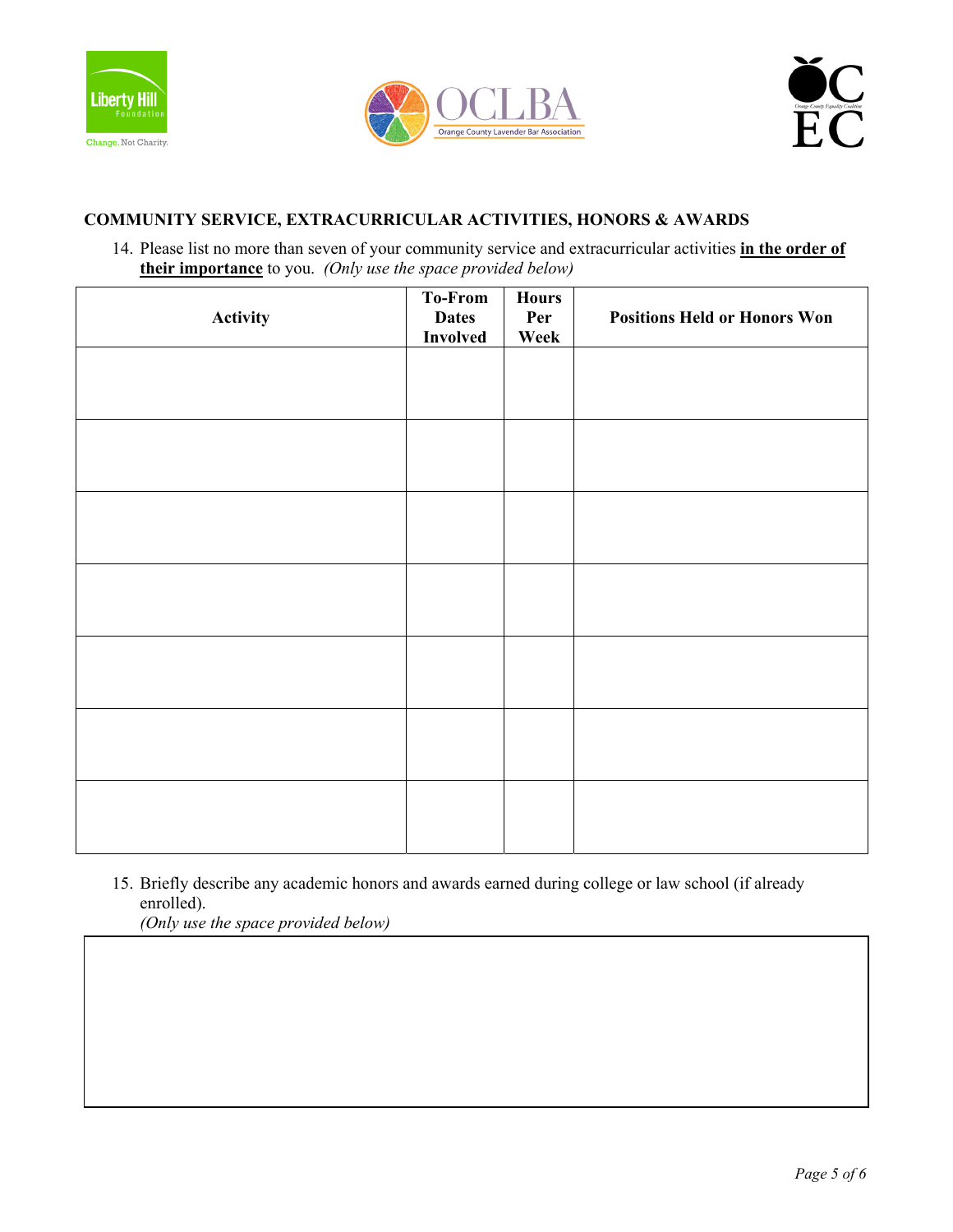## COMMUNITY SERVICE, EXTRACURRICULAR ACTIVITIES, HONORS & AWARDS

14. Please list no more than seven of your community service and extracurricular activities **in the order of their importance** to you. *(Only use the space provided below)*

| Activity | To-From Dates Involved | Hours Per Week | Positions Held or Honors Won |
|---|---|---|---|
| | | | |
| | | | |
| | | | |
| | | | |
| | | | |
| | | | |
| | | | |

15. Briefly describe any academic honors and awards earned during college or law school (if already enrolled).
*(Only use the space provided below)*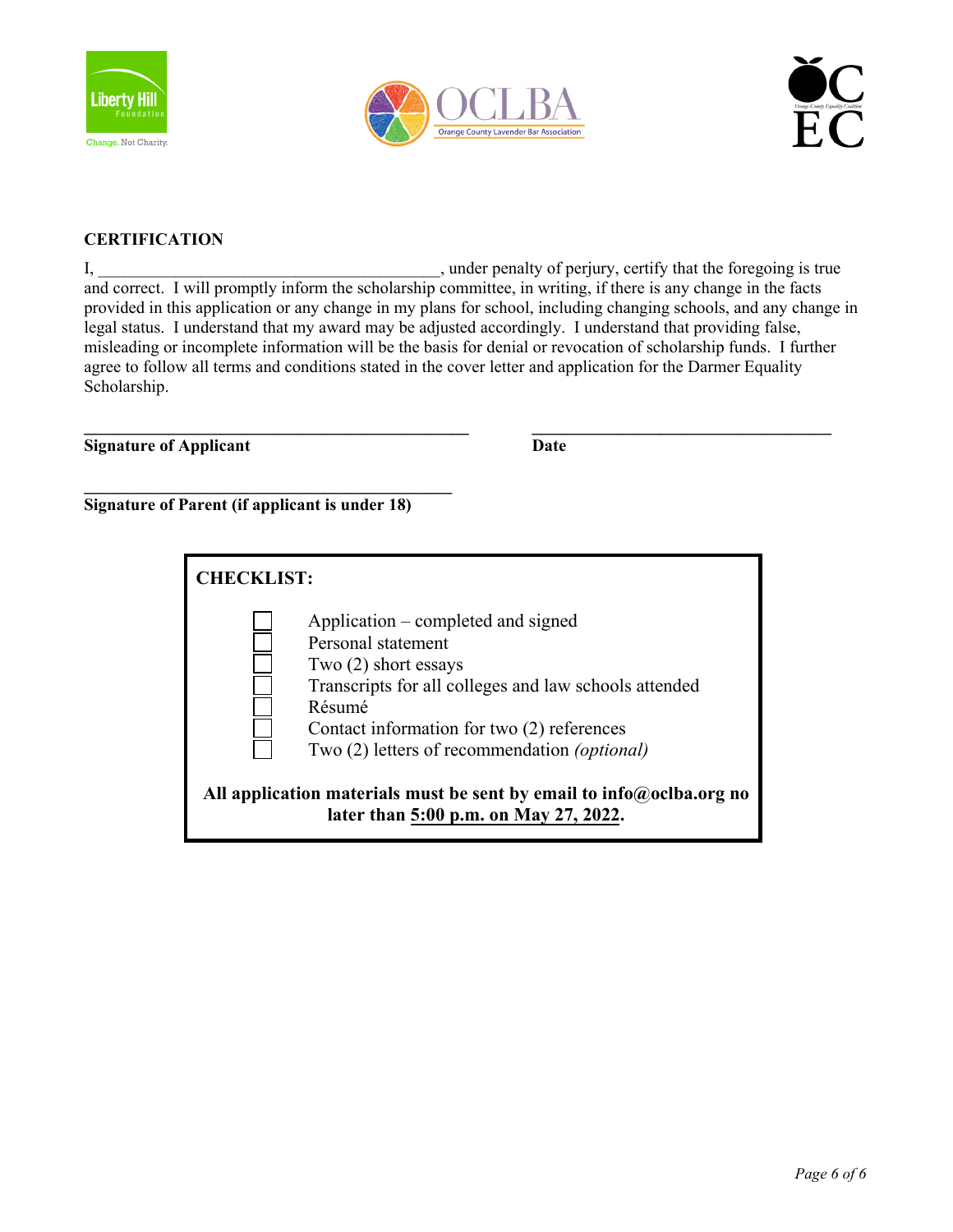## CERTIFICATION

I, _________________________________________, under penalty of perjury, certify that the foregoing is true and correct. I will promptly inform the scholarship committee, in writing, if there is any change in the facts provided in this application or any change in my plans for school, including changing schools, and any change in legal status. I understand that my award may be adjusted accordingly. I understand that providing false, misleading or incomplete information will be the basis for denial or revocation of scholarship funds. I further agree to follow all terms and conditions stated in the cover letter and application for the Darmer Equality Scholarship.

_______________________________________________ &nbsp;&nbsp;&nbsp;&nbsp; ____________________________________

**Signature of Applicant** &nbsp;&nbsp;&nbsp;&nbsp; **Date**

_______________________________________________

**Signature of Parent (if applicant is under 18)**

**CHECKLIST:**

- ☐ Application – completed and signed
- ☐ Personal statement
- ☐ Two (2) short essays
- ☐ Transcripts for all colleges and law schools attended
- ☐ Résumé
- ☐ Contact information for two (2) references
- ☐ Two (2) letters of recommendation *(optional)*

**All application materials must be sent by email to info@oclba.org no later than <u>5:00 p.m. on May 27, 2022</u>.**